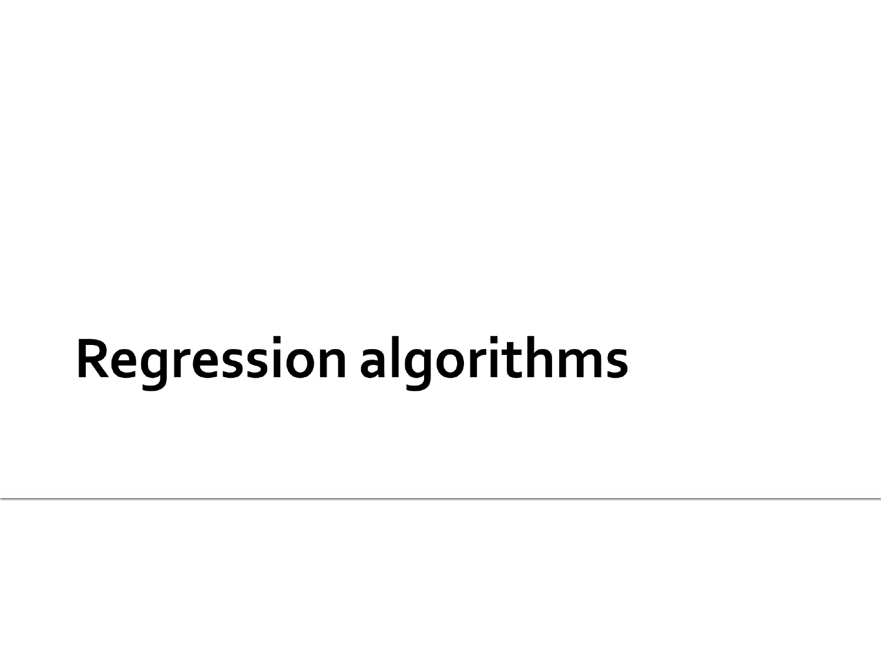# Regression algorithms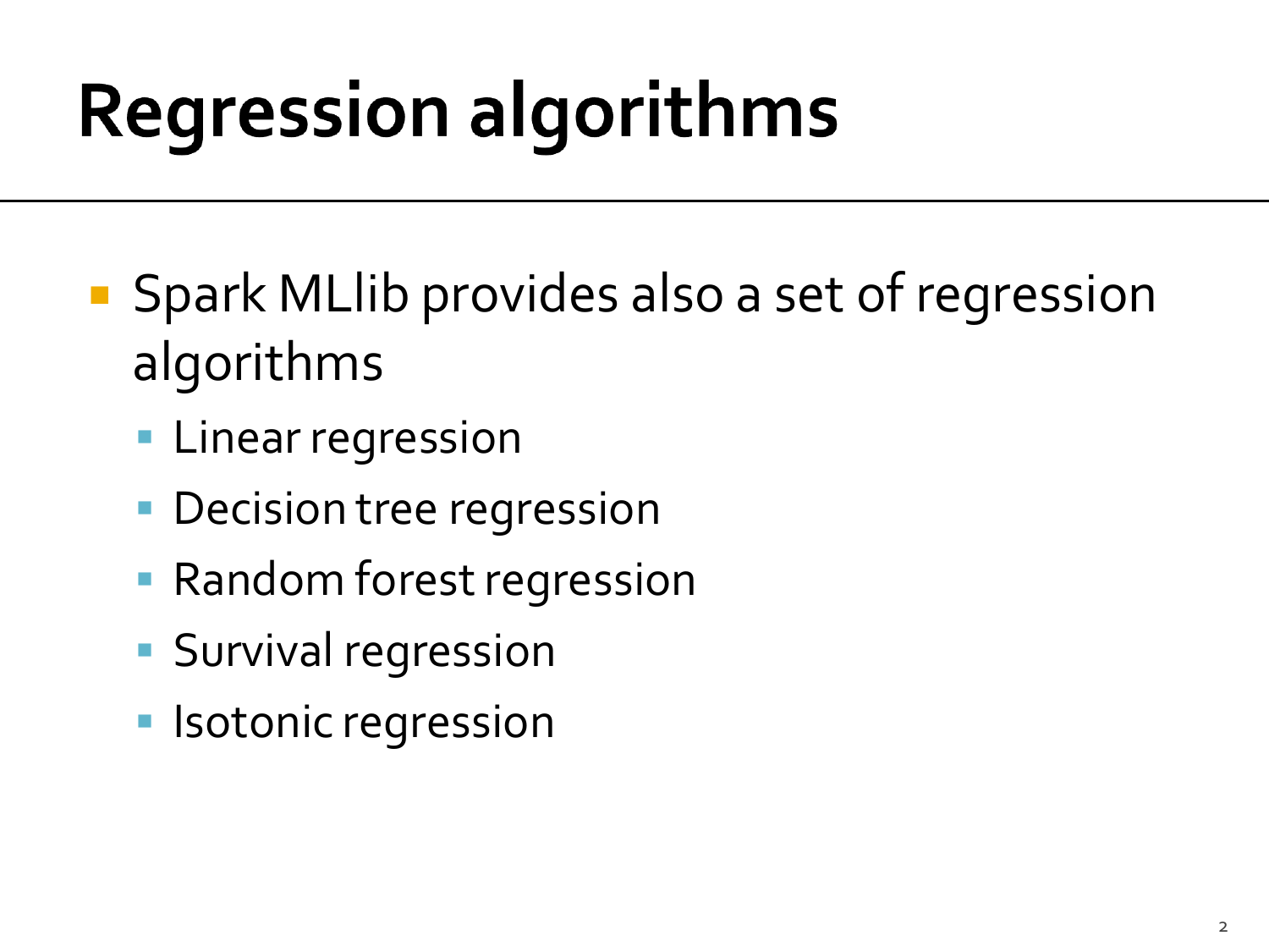# Regression algorithms

- Spark MLlib provides also a set of regression algorithms
  - Linear regression
  - Decision tree regression
  - Random forest regression
  - Survival regression
  - Isotonic regression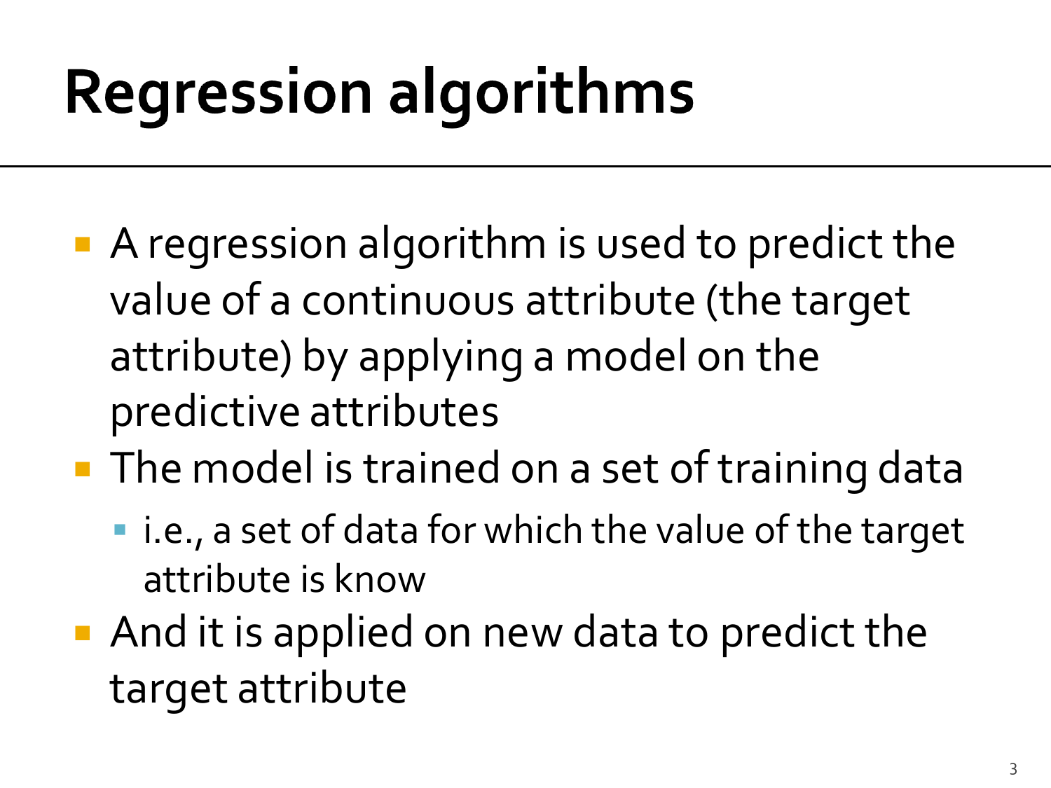# Regression algorithms

- A regression algorithm is used to predict the value of a continuous attribute (the target attribute) by applying a model on the predictive attributes
- The model is trained on a set of training data
  - i.e., a set of data for which the value of the target attribute is know
- And it is applied on new data to predict the target attribute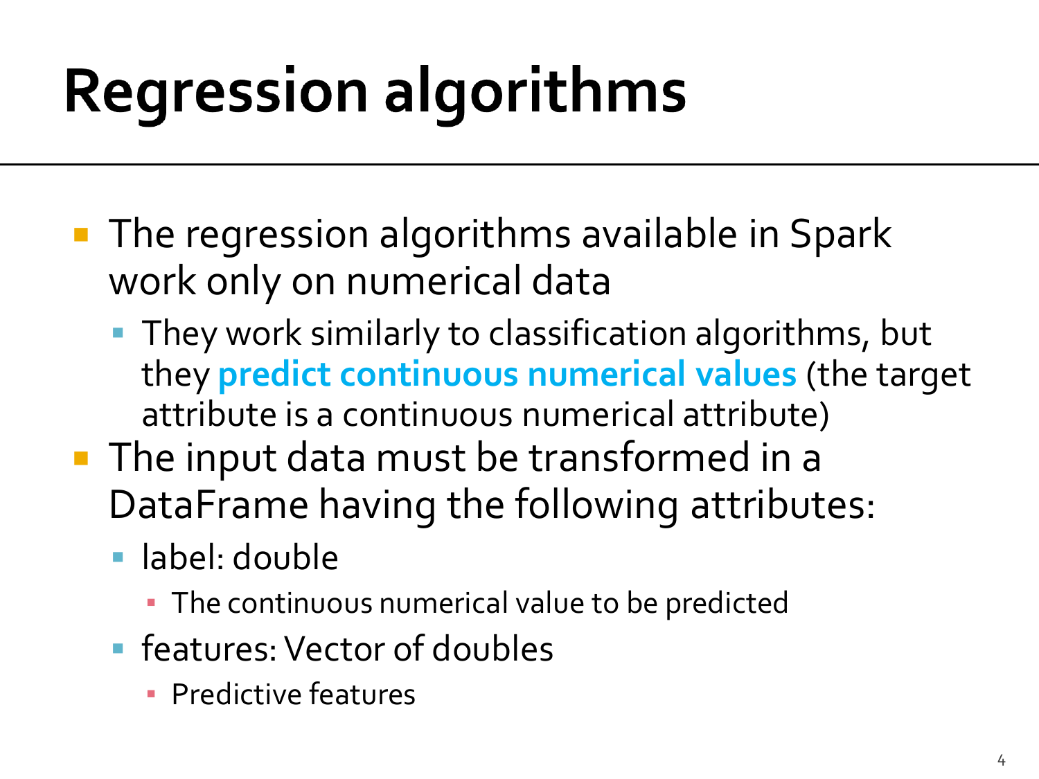# Regression algorithms

- The regression algorithms available in Spark work only on numerical data
  - They work similarly to classification algorithms, but they **predict continuous numerical values** (the target attribute is a continuous numerical attribute)
- The input data must be transformed in a DataFrame having the following attributes:
  - label: double
    - The continuous numerical value to be predicted
  - features: Vector of doubles
    - Predictive features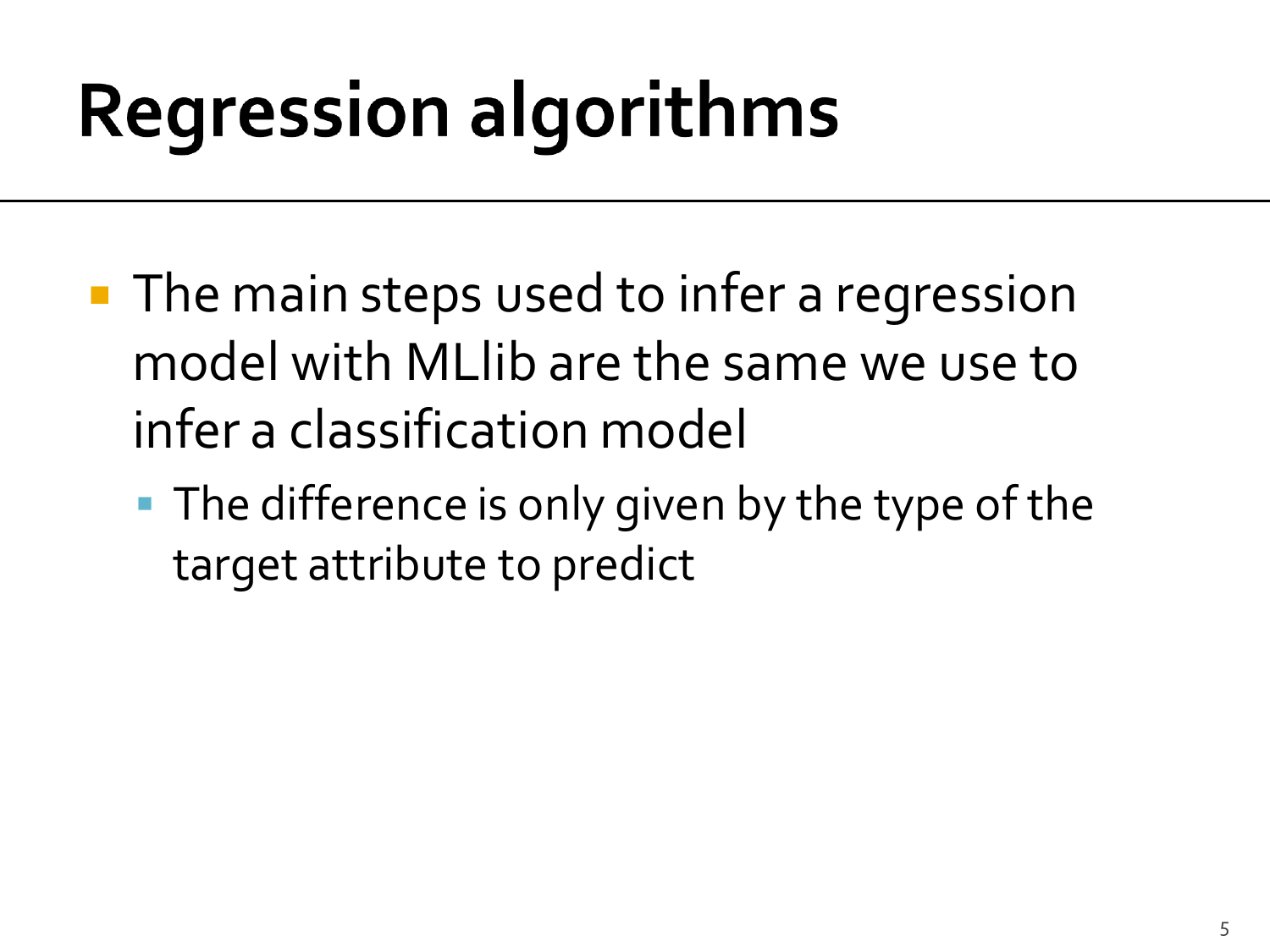# Regression algorithms

- The main steps used to infer a regression model with MLlib are the same we use to infer a classification model
  - The difference is only given by the type of the target attribute to predict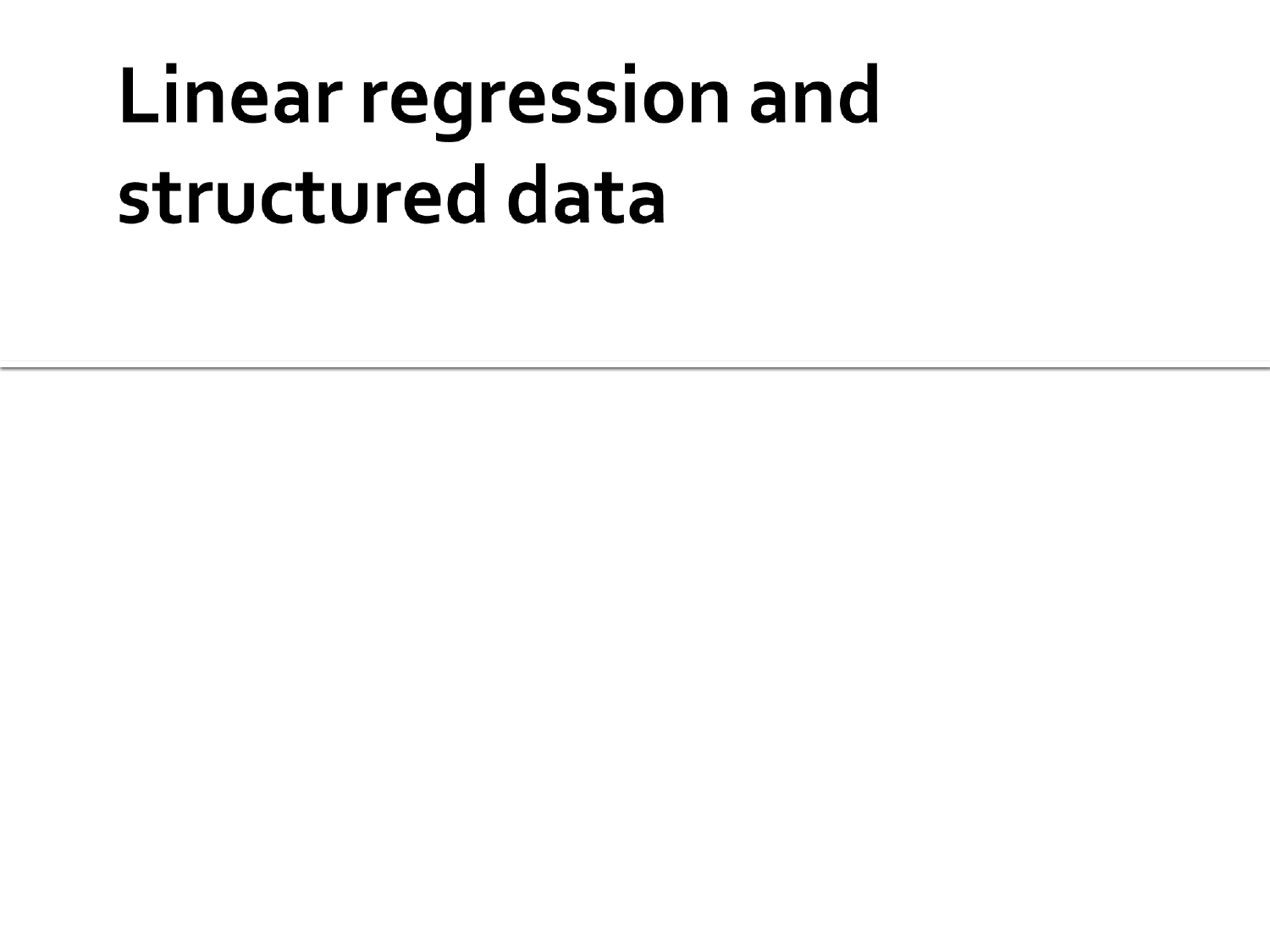# Linear regression and structured data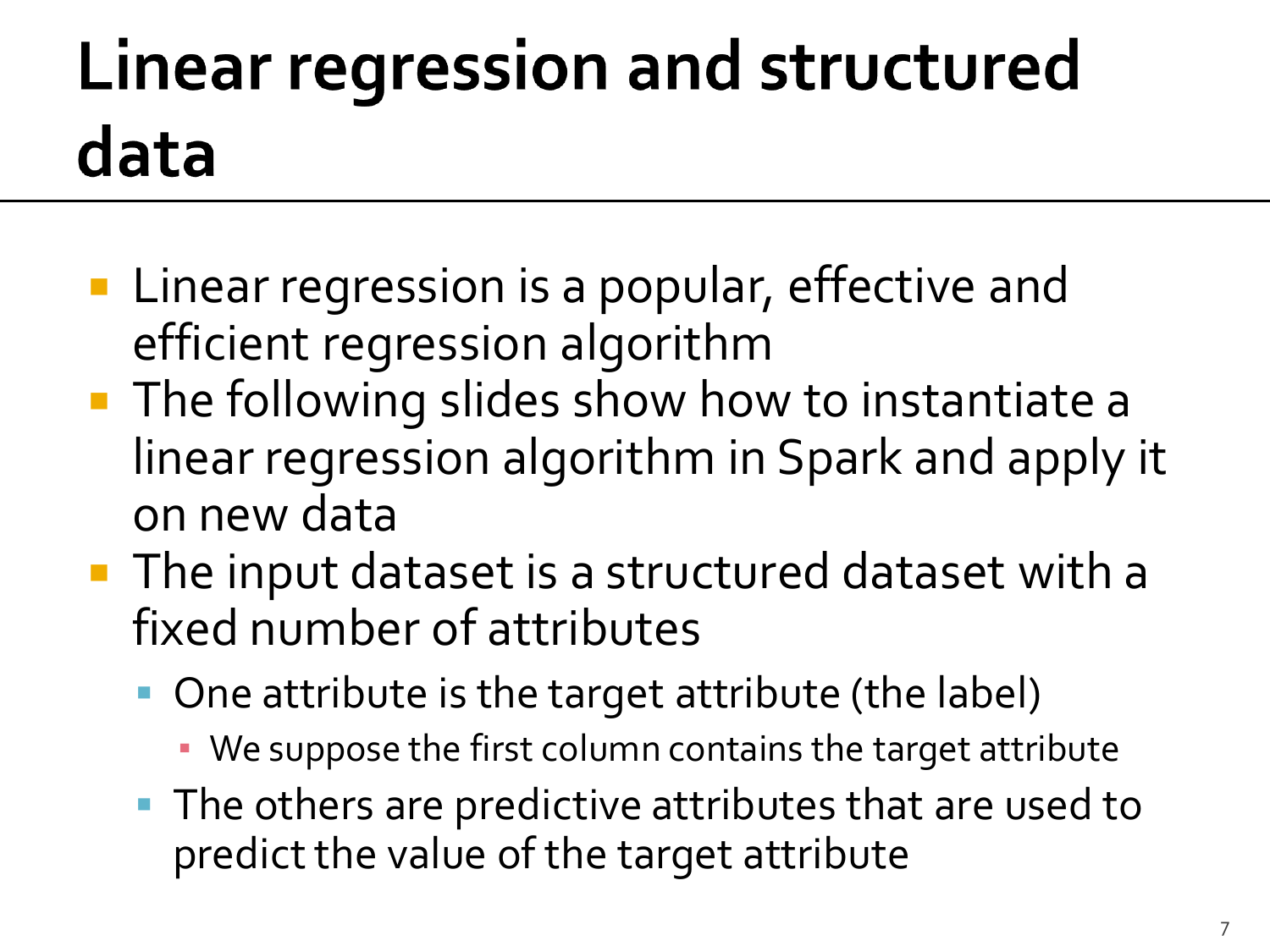# Linear regression and structured data

- Linear regression is a popular, effective and efficient regression algorithm
- The following slides show how to instantiate a linear regression algorithm in Spark and apply it on new data
- The input dataset is a structured dataset with a fixed number of attributes
  - One attribute is the target attribute (the label)
    - We suppose the first column contains the target attribute
  - The others are predictive attributes that are used to predict the value of the target attribute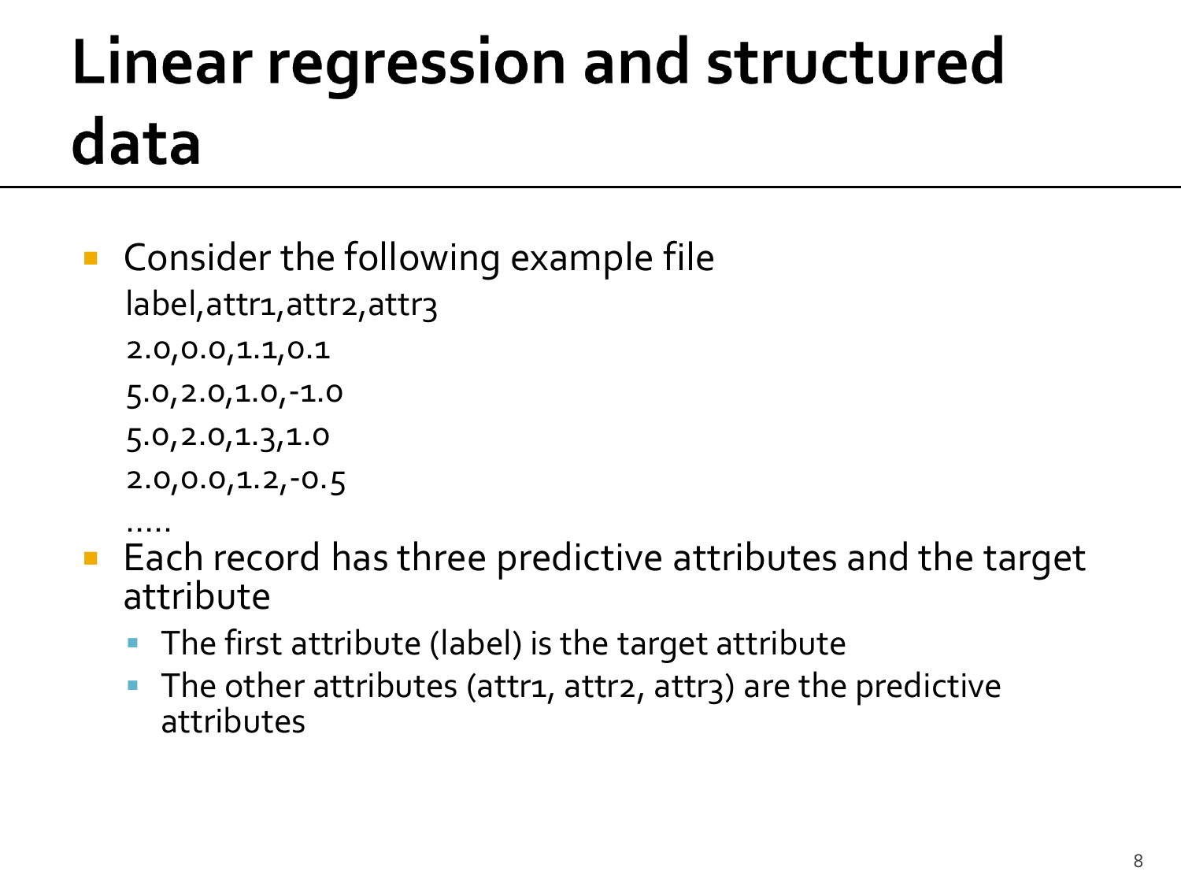# Linear regression and structured data

- Consider the following example file

```
label,attr1,attr2,attr3
2.0,0.0,1.1,0.1
5.0,2.0,1.0,-1.0
5.0,2.0,1.3,1.0
2.0,0.0,1.2,-0.5
.....
```

- Each record has three predictive attributes and the target attribute
  - The first attribute (label) is the target attribute
  - The other attributes (attr1, attr2, attr3) are the predictive attributes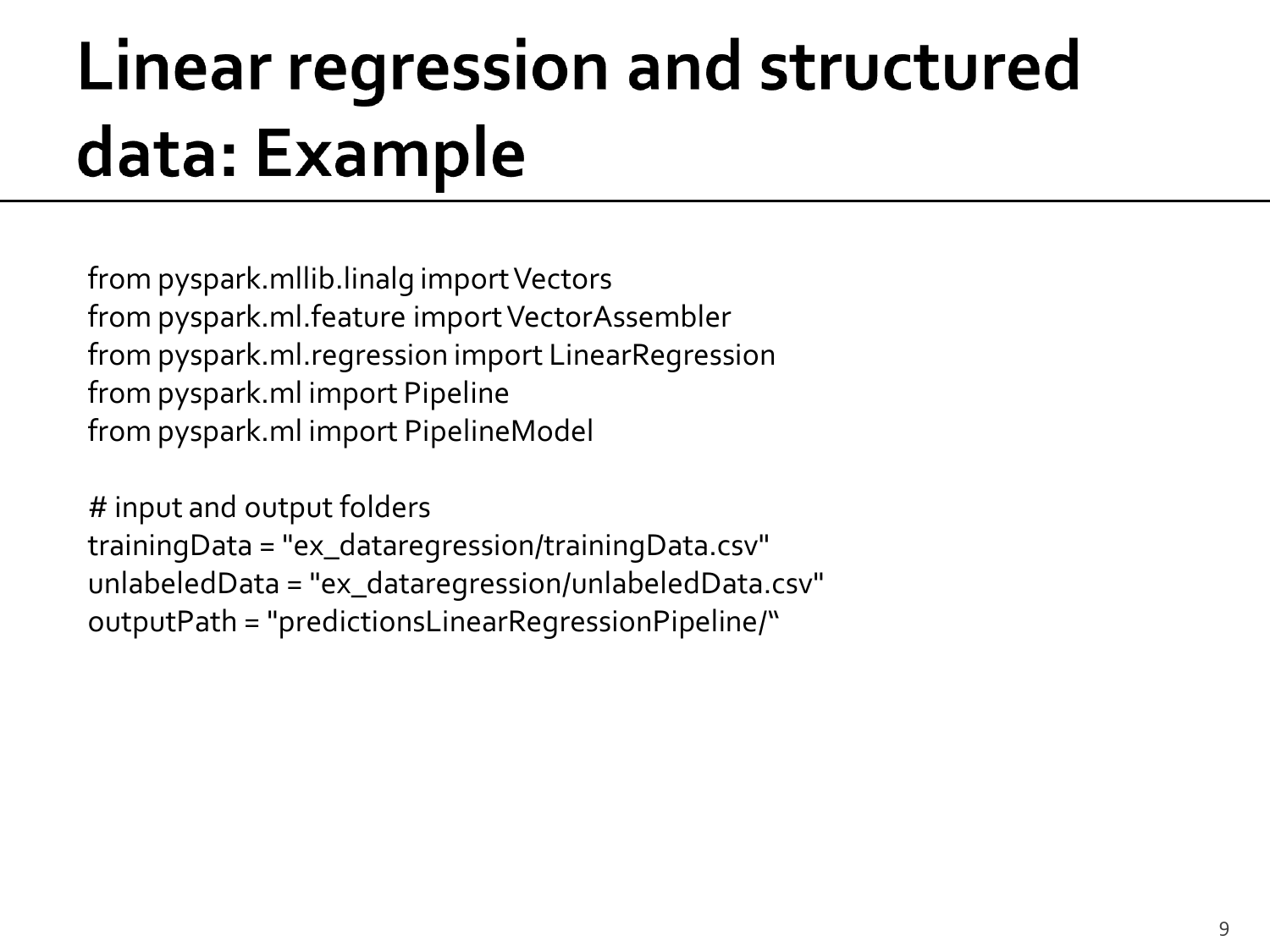# Linear regression and structured data: Example

```
from pyspark.mllib.linalg import Vectors
from pyspark.ml.feature import VectorAssembler
from pyspark.ml.regression import LinearRegression
from pyspark.ml import Pipeline
from pyspark.ml import PipelineModel

# input and output folders
trainingData = "ex_dataregression/trainingData.csv"
unlabeledData = "ex_dataregression/unlabeledData.csv"
outputPath = "predictionsLinearRegressionPipeline/“
```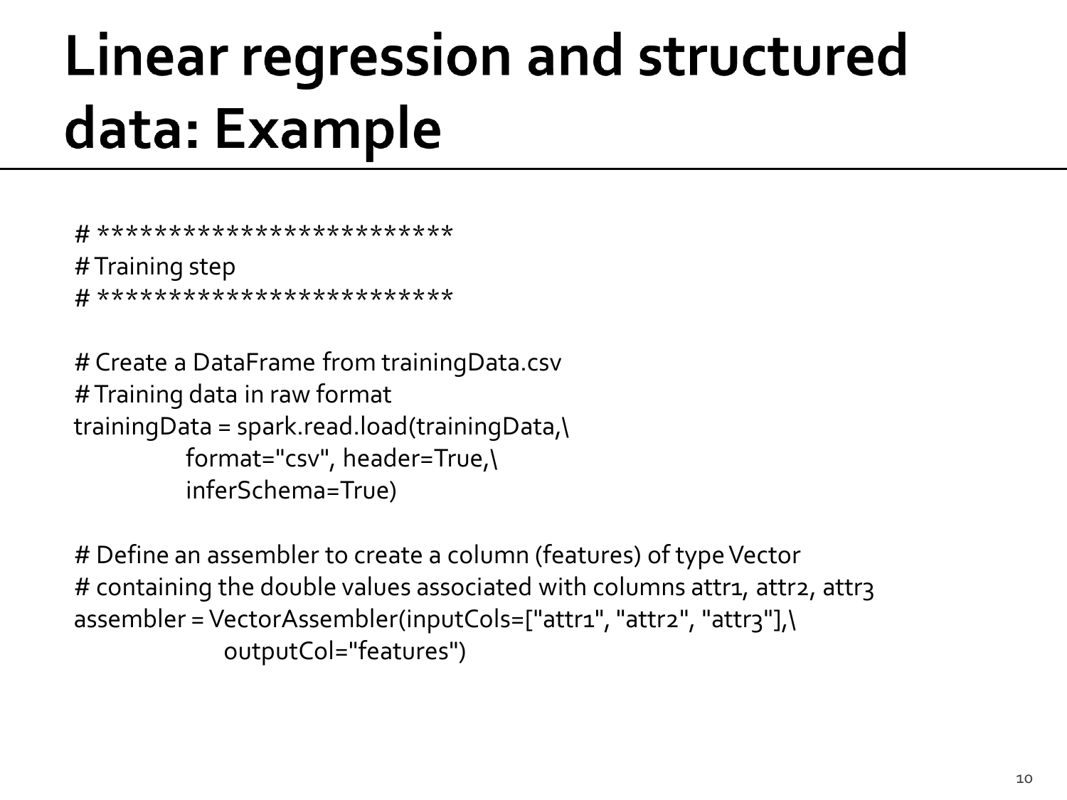# Linear regression and structured data: Example

```
# *************************
# Training step
# *************************

# Create a DataFrame from trainingData.csv
# Training data in raw format
trainingData = spark.read.load(trainingData,\
            format="csv", header=True,\
            inferSchema=True)

# Define an assembler to create a column (features) of type Vector
# containing the double values associated with columns attr1, attr2, attr3
assembler = VectorAssembler(inputCols=["attr1", "attr2", "attr3"],\
                outputCol="features")
```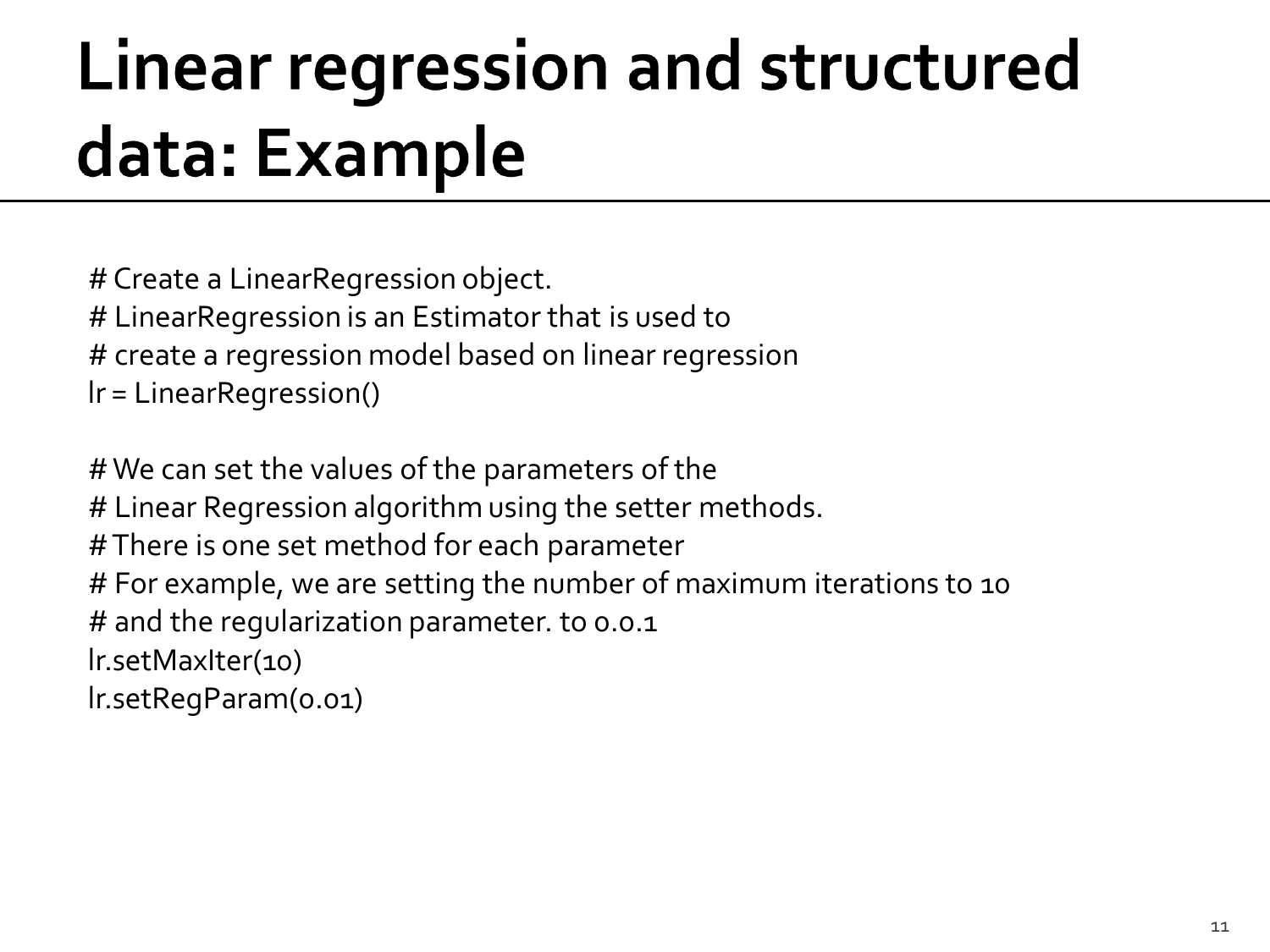# Linear regression and structured data: Example

```
# Create a LinearRegression object.
# LinearRegression is an Estimator that is used to
# create a regression model based on linear regression
lr = LinearRegression()

# We can set the values of the parameters of the
# Linear Regression algorithm using the setter methods.
# There is one set method for each parameter
# For example, we are setting the number of maximum iterations to 10
# and the regularization parameter. to 0.0.1
lr.setMaxIter(10)
lr.setRegParam(0.01)
```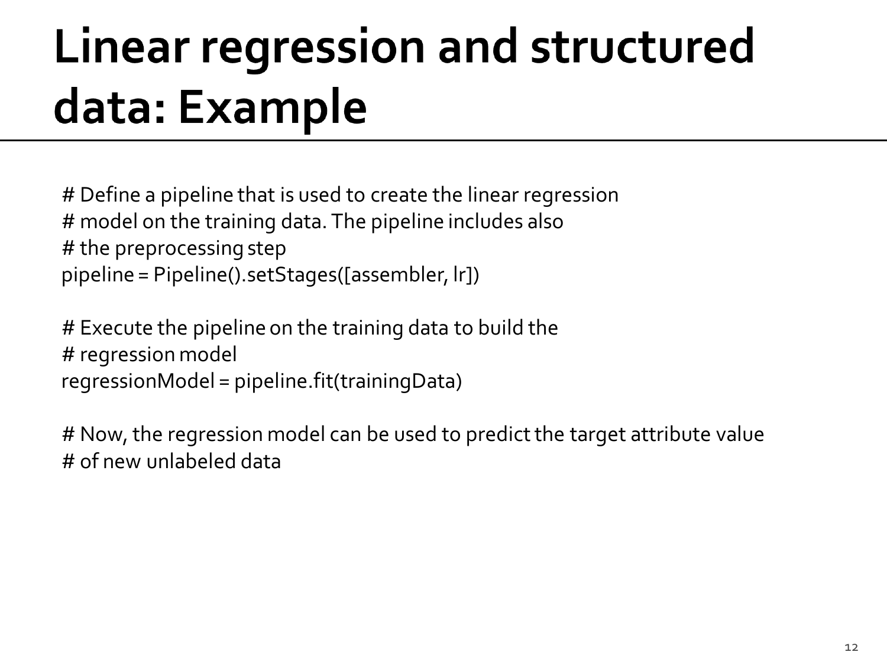# Linear regression and structured data: Example

```
# Define a pipeline that is used to create the linear regression
# model on the training data. The pipeline includes also
# the preprocessing step
pipeline = Pipeline().setStages([assembler, lr])

# Execute the pipeline on the training data to build the
# regression model
regressionModel = pipeline.fit(trainingData)

# Now, the regression model can be used to predict the target attribute value
# of new unlabeled data
```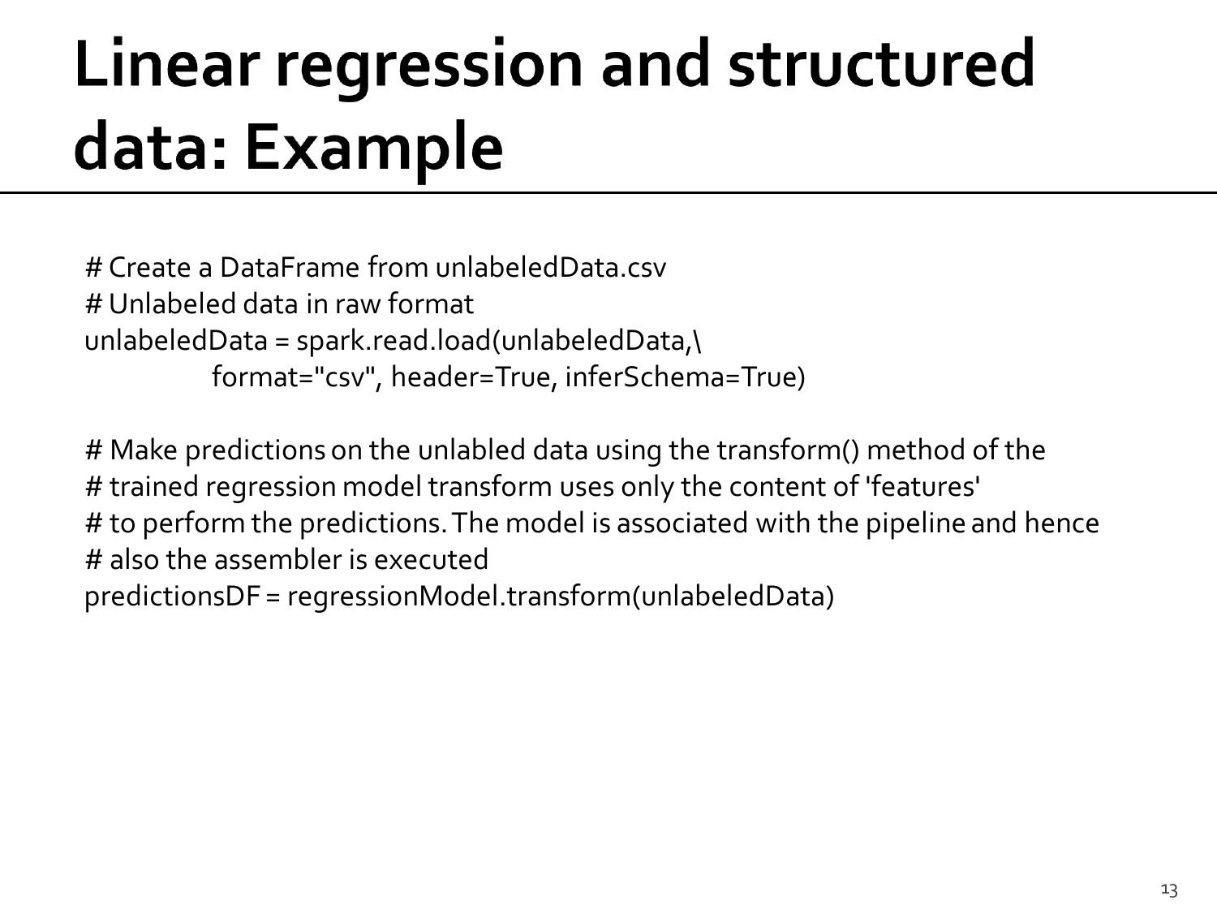# Linear regression and structured data: Example

```
# Create a DataFrame from unlabeledData.csv
# Unlabeled data in raw format
unlabeledData = spark.read.load(unlabeledData,\
            format="csv", header=True, inferSchema=True)

# Make predictions on the unlabled data using the transform() method of the
# trained regression model transform uses only the content of 'features'
# to perform the predictions. The model is associated with the pipeline and hence
# also the assembler is executed
predictionsDF = regressionModel.transform(unlabeledData)
```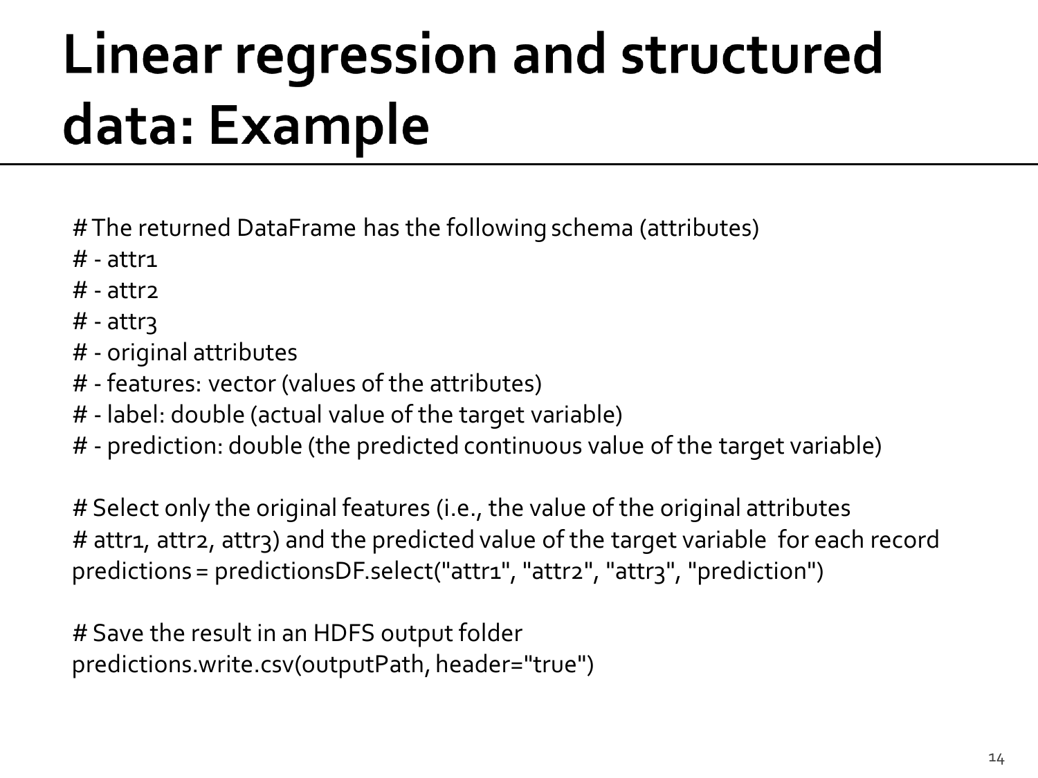# Linear regression and structured data: Example

```
# The returned DataFrame has the following schema (attributes)
# - attr1
# - attr2
# - attr3
# - original attributes
# - features: vector (values of the attributes)
# - label: double (actual value of the target variable)
# - prediction: double (the predicted continuous value of the target variable)

# Select only the original features (i.e., the value of the original attributes
# attr1, attr2, attr3) and the predicted value of the target variable  for each record
predictions = predictionsDF.select("attr1", "attr2", "attr3", "prediction")

# Save the result in an HDFS output folder
predictions.write.csv(outputPath, header="true")
```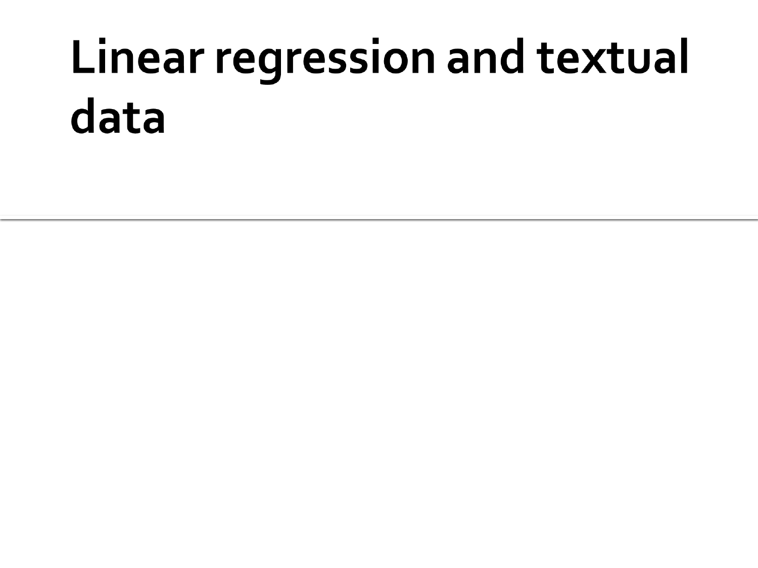# Linear regression and textual data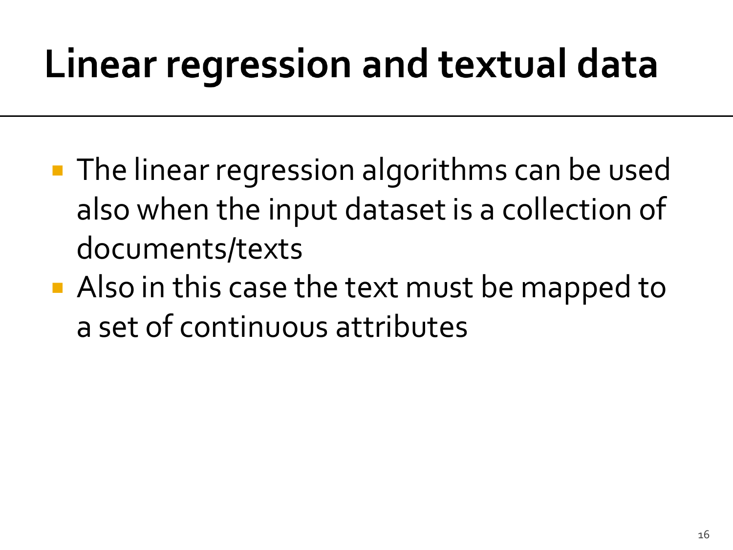# Linear regression and textual data

- The linear regression algorithms can be used also when the input dataset is a collection of documents/texts
- Also in this case the text must be mapped to a set of continuous attributes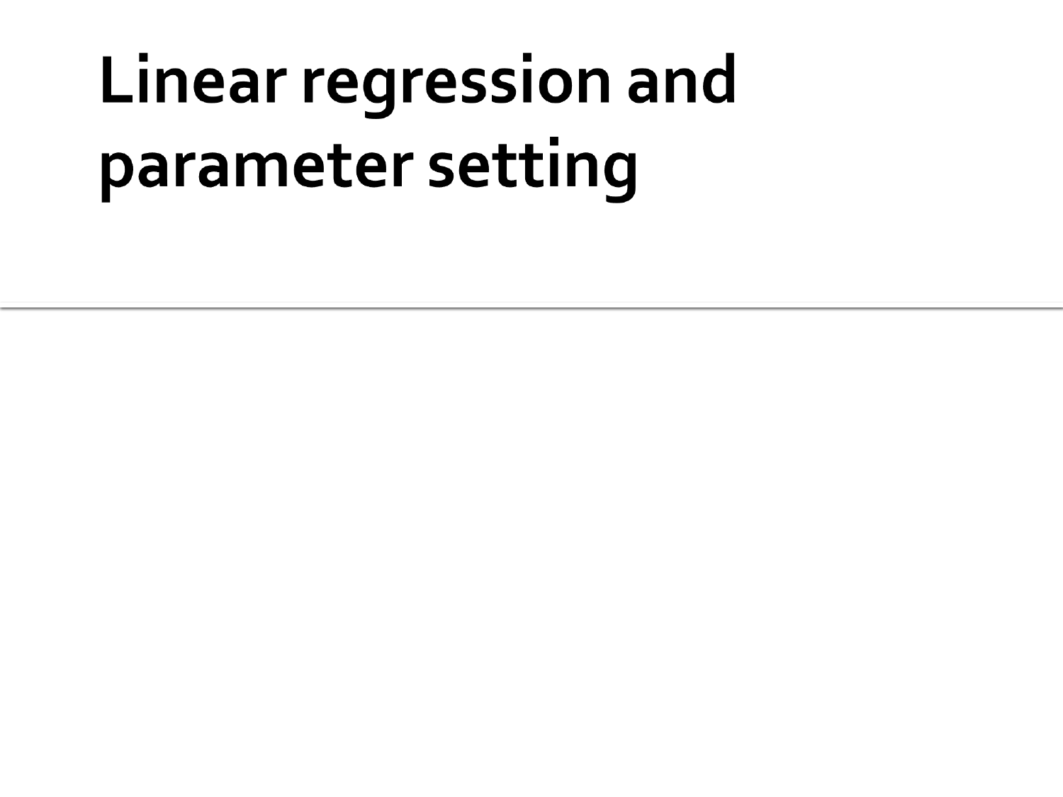# Linear regression and parameter setting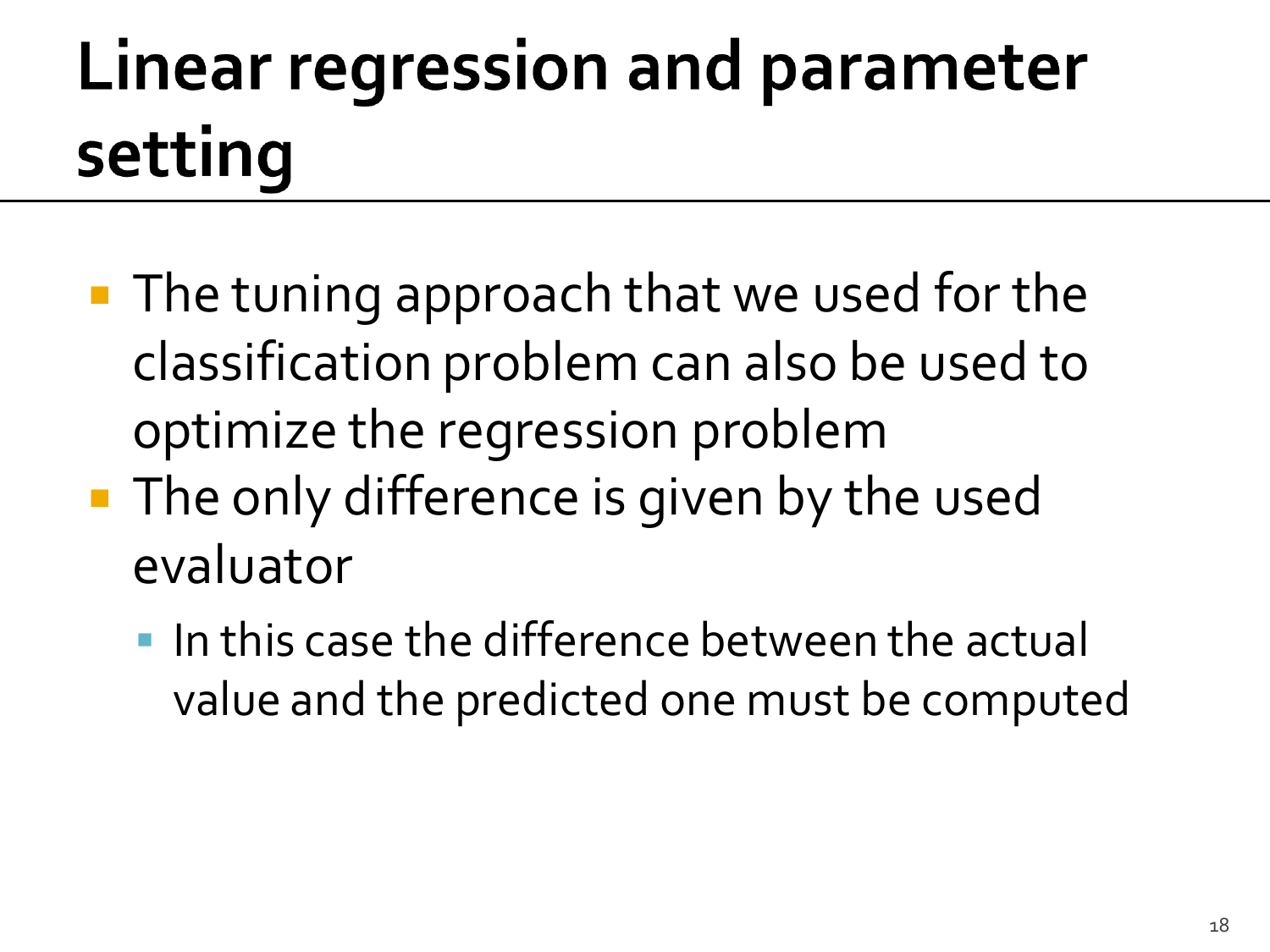# Linear regression and parameter setting

- The tuning approach that we used for the classification problem can also be used to optimize the regression problem
- The only difference is given by the used evaluator
  - In this case the difference between the actual value and the predicted one must be computed